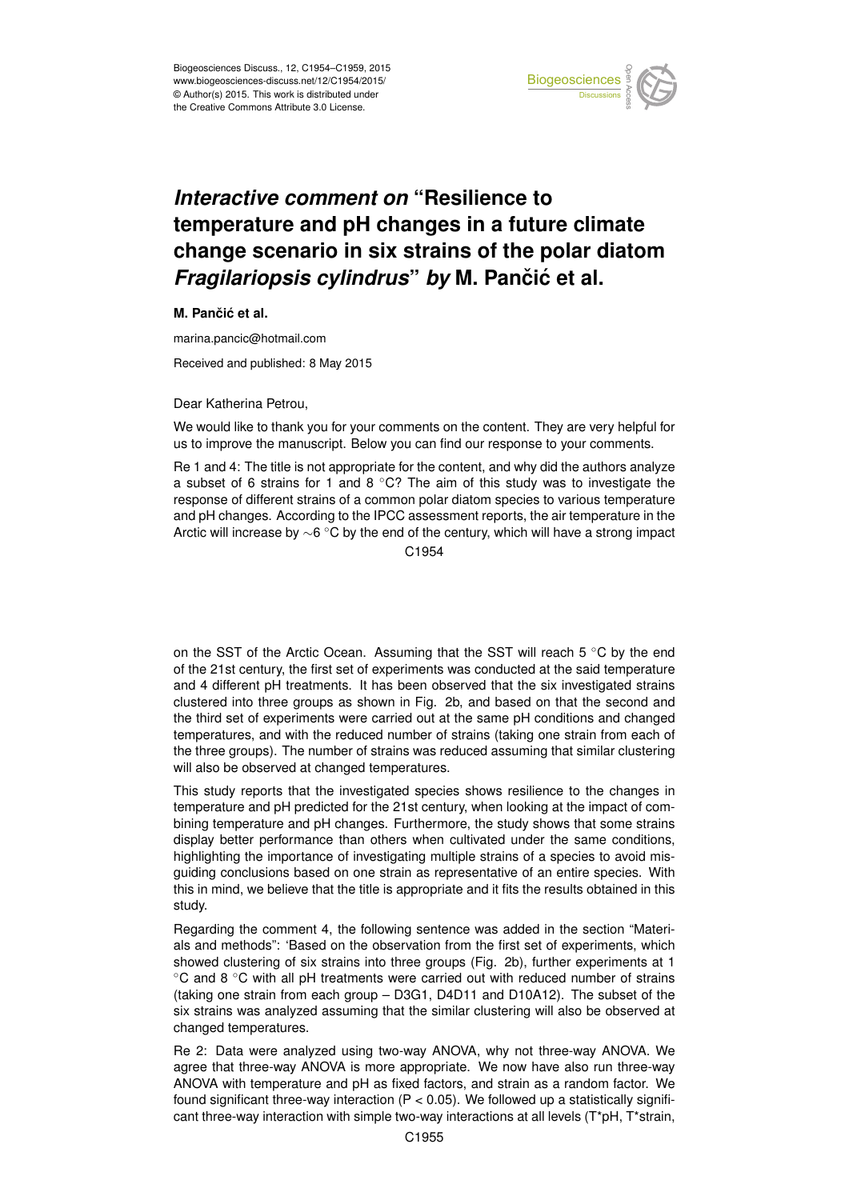# *Interactive comment on* "Resilience to temperature and pH changes in a future climate change scenario in six strains of the polar diatom *Fragilariopsis cylindrus*" *by* M. Pančić et al.

**M. Pančić et al.**

marina.pancic@hotmail.com

Received and published: 8 May 2015

Dear Katherina Petrou,

We would like to thank you for your comments on the content. They are very helpful for us to improve the manuscript. Below you can find our response to your comments.

Re 1 and 4: The title is not appropriate for the content, and why did the authors analyze a subset of 6 strains for 1 and 8 °C? The aim of this study was to investigate the response of different strains of a common polar diatom species to various temperature and pH changes. According to the IPCC assessment reports, the air temperature in the Arctic will increase by ∼6 °C by the end of the century, which will have a strong impact on the SST of the Arctic Ocean. Assuming that the SST will reach 5 °C by the end of the 21st century, the first set of experiments was conducted at the said temperature and 4 different pH treatments. It has been observed that the six investigated strains clustered into three groups as shown in Fig. 2b, and based on that the second and the third set of experiments were carried out at the same pH conditions and changed temperatures, and with the reduced number of strains (taking one strain from each of the three groups). The number of strains was reduced assuming that similar clustering will also be observed at changed temperatures.

This study reports that the investigated species shows resilience to the changes in temperature and pH predicted for the 21st century, when looking at the impact of combining temperature and pH changes. Furthermore, the study shows that some strains display better performance than others when cultivated under the same conditions, highlighting the importance of investigating multiple strains of a species to avoid misguiding conclusions based on one strain as representative of an entire species. With this in mind, we believe that the title is appropriate and it fits the results obtained in this study.

Regarding the comment 4, the following sentence was added in the section "Materials and methods": 'Based on the observation from the first set of experiments, which showed clustering of six strains into three groups (Fig. 2b), further experiments at 1 °C and 8 °C with all pH treatments were carried out with reduced number of strains (taking one strain from each group – D3G1, D4D11 and D10A12). The subset of the six strains was analyzed assuming that the similar clustering will also be observed at changed temperatures.

Re 2: Data were analyzed using two-way ANOVA, why not three-way ANOVA. We agree that three-way ANOVA is more appropriate. We now have also run three-way ANOVA with temperature and pH as fixed factors, and strain as a random factor. We found significant three-way interaction ($P < 0.05$). We followed up a statistically significant three-way interaction with simple two-way interactions at all levels (T*pH, T*strain,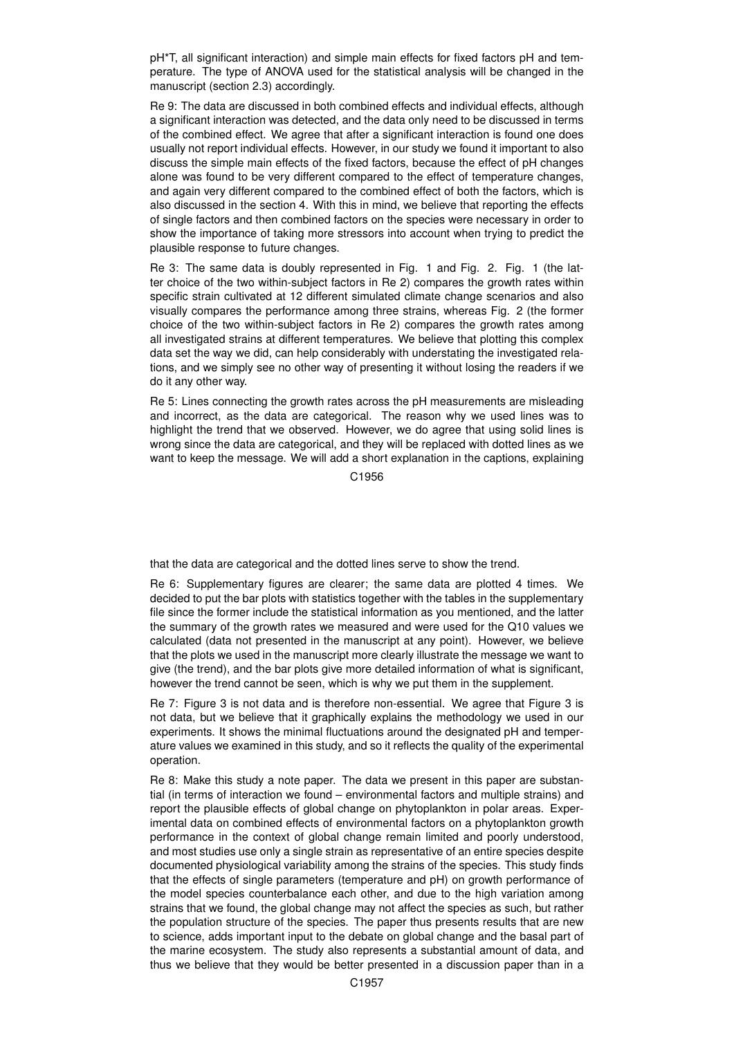pH*T, all significant interaction) and simple main effects for fixed factors pH and temperature. The type of ANOVA used for the statistical analysis will be changed in the manuscript (section 2.3) accordingly.

Re 9: The data are discussed in both combined effects and individual effects, although a significant interaction was detected, and the data only need to be discussed in terms of the combined effect. We agree that after a significant interaction is found one does usually not report individual effects. However, in our study we found it important to also discuss the simple main effects of the fixed factors, because the effect of pH changes alone was found to be very different compared to the effect of temperature changes, and again very different compared to the combined effect of both the factors, which is also discussed in the section 4. With this in mind, we believe that reporting the effects of single factors and then combined factors on the species were necessary in order to show the importance of taking more stressors into account when trying to predict the plausible response to future changes.

Re 3: The same data is doubly represented in Fig. 1 and Fig. 2. Fig. 1 (the latter choice of the two within-subject factors in Re 2) compares the growth rates within specific strain cultivated at 12 different simulated climate change scenarios and also visually compares the performance among three strains, whereas Fig. 2 (the former choice of the two within-subject factors in Re 2) compares the growth rates among all investigated strains at different temperatures. We believe that plotting this complex data set the way we did, can help considerably with understating the investigated relations, and we simply see no other way of presenting it without losing the readers if we do it any other way.

Re 5: Lines connecting the growth rates across the pH measurements are misleading and incorrect, as the data are categorical. The reason why we used lines was to highlight the trend that we observed. However, we do agree that using solid lines is wrong since the data are categorical, and they will be replaced with dotted lines as we want to keep the message. We will add a short explanation in the captions, explaining that the data are categorical and the dotted lines serve to show the trend.

Re 6: Supplementary figures are clearer; the same data are plotted 4 times. We decided to put the bar plots with statistics together with the tables in the supplementary file since the former include the statistical information as you mentioned, and the latter the summary of the growth rates we measured and were used for the Q10 values we calculated (data not presented in the manuscript at any point). However, we believe that the plots we used in the manuscript more clearly illustrate the message we want to give (the trend), and the bar plots give more detailed information of what is significant, however the trend cannot be seen, which is why we put them in the supplement.

Re 7: Figure 3 is not data and is therefore non-essential. We agree that Figure 3 is not data, but we believe that it graphically explains the methodology we used in our experiments. It shows the minimal fluctuations around the designated pH and temperature values we examined in this study, and so it reflects the quality of the experimental operation.

Re 8: Make this study a note paper. The data we present in this paper are substantial (in terms of interaction we found – environmental factors and multiple strains) and report the plausible effects of global change on phytoplankton in polar areas. Experimental data on combined effects of environmental factors on a phytoplankton growth performance in the context of global change remain limited and poorly understood, and most studies use only a single strain as representative of an entire species despite documented physiological variability among the strains of the species. This study finds that the effects of single parameters (temperature and pH) on growth performance of the model species counterbalance each other, and due to the high variation among strains that we found, the global change may not affect the species as such, but rather the population structure of the species. The paper thus presents results that are new to science, adds important input to the debate on global change and the basal part of the marine ecosystem. The study also represents a substantial amount of data, and thus we believe that they would be better presented in a discussion paper than in a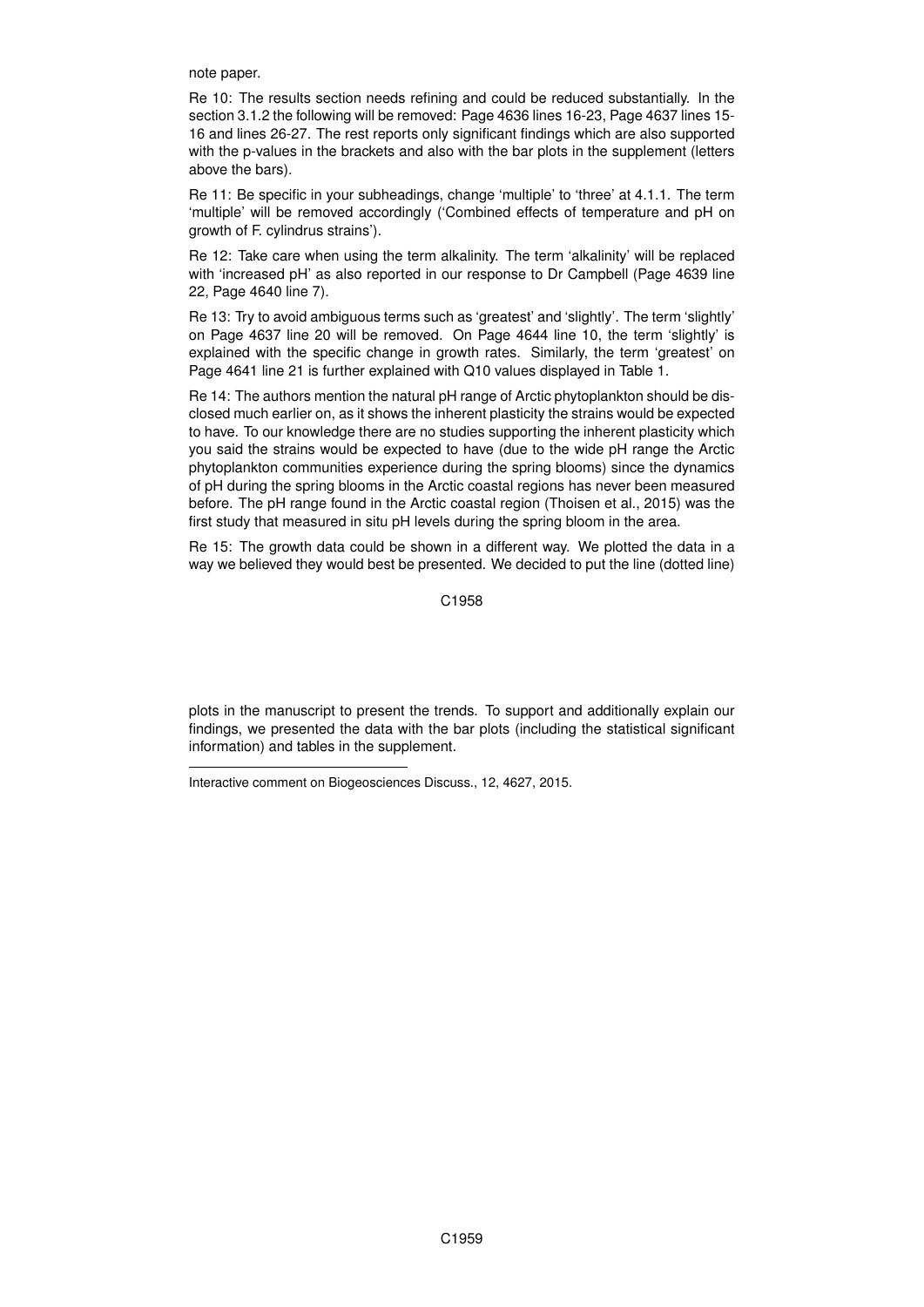note paper.

Re 10: The results section needs refining and could be reduced substantially. In the section 3.1.2 the following will be removed: Page 4636 lines 16-23, Page 4637 lines 15-16 and lines 26-27. The rest reports only significant findings which are also supported with the p-values in the brackets and also with the bar plots in the supplement (letters above the bars).

Re 11: Be specific in your subheadings, change 'multiple' to 'three' at 4.1.1. The term 'multiple' will be removed accordingly ('Combined effects of temperature and pH on growth of F. cylindrus strains').

Re 12: Take care when using the term alkalinity. The term 'alkalinity' will be replaced with 'increased pH' as also reported in our response to Dr Campbell (Page 4639 line 22, Page 4640 line 7).

Re 13: Try to avoid ambiguous terms such as 'greatest' and 'slightly'. The term 'slightly' on Page 4637 line 20 will be removed. On Page 4644 line 10, the term 'slightly' is explained with the specific change in growth rates. Similarly, the term 'greatest' on Page 4641 line 21 is further explained with Q10 values displayed in Table 1.

Re 14: The authors mention the natural pH range of Arctic phytoplankton should be disclosed much earlier on, as it shows the inherent plasticity the strains would be expected to have. To our knowledge there are no studies supporting the inherent plasticity which you said the strains would be expected to have (due to the wide pH range the Arctic phytoplankton communities experience during the spring blooms) since the dynamics of pH during the spring blooms in the Arctic coastal regions has never been measured before. The pH range found in the Arctic coastal region (Thoisen et al., 2015) was the first study that measured in situ pH levels during the spring bloom in the area.

Re 15: The growth data could be shown in a different way. We plotted the data in a way we believed they would best be presented. We decided to put the line (dotted line) plots in the manuscript to present the trends. To support and additionally explain our findings, we presented the data with the bar plots (including the statistical significant information) and tables in the supplement.

Interactive comment on Biogeosciences Discuss., 12, 4627, 2015.